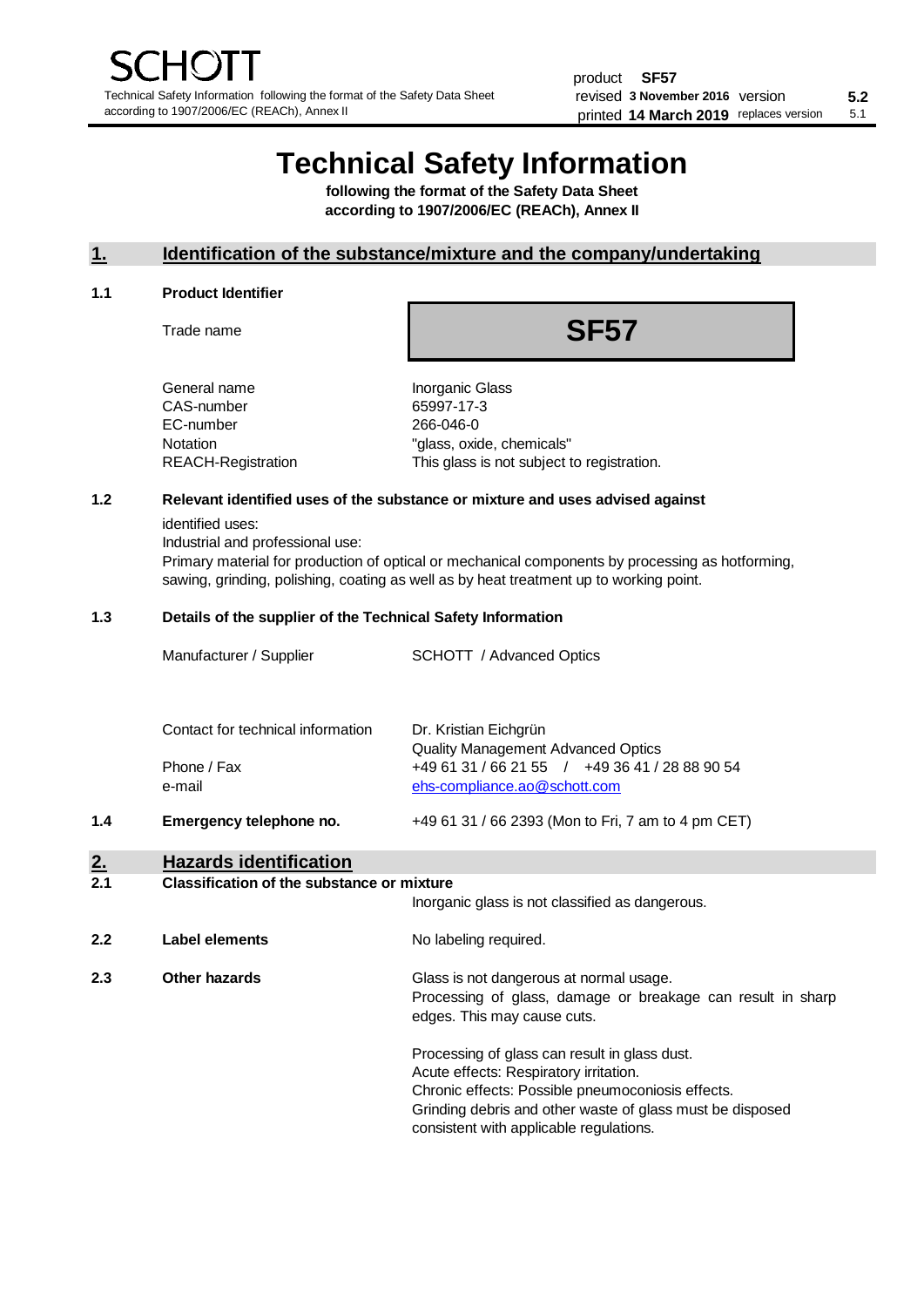# Technical Safety Information

**following the format of the Safety Data Sheet according to 1907/2006/EC (REACh), Annex II**

product **SF57**
revised **3 November 2016** version **5.2**
printed **14 March 2019** replaces version 5.1

## 1. Identification of the substance/mixture and the company/undertaking

### 1.1 Product Identifier

| | |
|---|---|
| Trade name | **SF57** |
| General name | Inorganic Glass |
| CAS-number | 65997-17-3 |
| EC-number | 266-046-0 |
| Notation | "glass, oxide, chemicals" |
| REACH-Registration | This glass is not subject to registration. |

### 1.2 Relevant identified uses of the substance or mixture and uses advised against

identified uses:
Industrial and professional use:
Primary material for production of optical or mechanical components by processing as hotforming, sawing, grinding, polishing, coating as well as by heat treatment up to working point.

### 1.3 Details of the supplier of the Technical Safety Information

| | |
|---|---|
| Manufacturer / Supplier | SCHOTT / Advanced Optics |
| Contact for technical information | Dr. Kristian Eichgrün<br>Quality Management Advanced Optics |
| Phone / Fax | +49 61 31 / 66 21 55 / +49 36 41 / 28 88 90 54 |
| e-mail | ehs-compliance.ao@schott.com |

### 1.4 Emergency telephone no.

+49 61 31 / 66 2393 (Mon to Fri, 7 am to 4 pm CET)

## 2. Hazards identification

### 2.1 Classification of the substance or mixture

Inorganic glass is not classified as dangerous.

### 2.2 Label elements

No labeling required.

### 2.3 Other hazards

Glass is not dangerous at normal usage.
Processing of glass, damage or breakage can result in sharp edges. This may cause cuts.

Processing of glass can result in glass dust.
Acute effects: Respiratory irritation.
Chronic effects: Possible pneumoconiosis effects.
Grinding debris and other waste of glass must be disposed consistent with applicable regulations.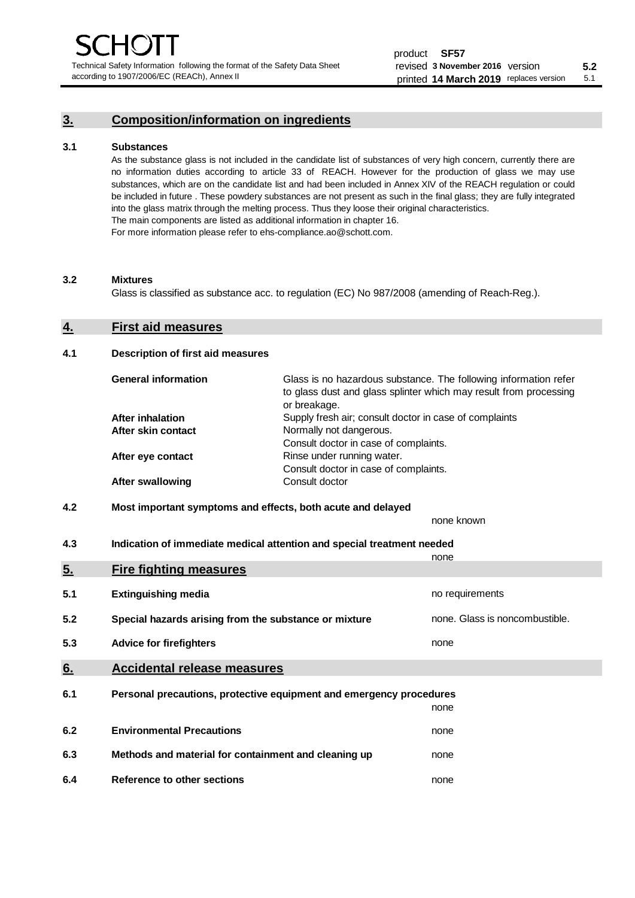## 3. Composition/information on ingredients

**3.1 Substances**

As the substance glass is not included in the candidate list of substances of very high concern, currently there are no information duties according to article 33 of REACH. However for the production of glass we may use substances, which are on the candidate list and had been included in Annex XIV of the REACH regulation or could be included in future . These powdery substances are not present as such in the final glass; they are fully integrated into the glass matrix through the melting process. Thus they loose their original characteristics.
The main components are listed as additional information in chapter 16.
For more information please refer to ehs-compliance.ao@schott.com.

**3.2 Mixtures**

Glass is classified as substance acc. to regulation (EC) No 987/2008 (amending of Reach-Reg.).

## 4. First aid measures

**4.1 Description of first aid measures**

| | |
|---|---|
| **General information** | Glass is no hazardous substance. The following information refer to glass dust and glass splinter which may result from processing or breakage. |
| **After inhalation** | Supply fresh air; consult doctor in case of complaints |
| **After skin contact** | Normally not dangerous. Consult doctor in case of complaints. |
| **After eye contact** | Rinse under running water. Consult doctor in case of complaints. |
| **After swallowing** | Consult doctor |

**4.2 Most important symptoms and effects, both acute and delayed**

none known

**4.3 Indication of immediate medical attention and special treatment needed**

none

## 5. Fire fighting measures

**5.1 Extinguishing media** — no requirements

**5.2 Special hazards arising from the substance or mixture** — none. Glass is noncombustible.

**5.3 Advice for firefighters** — none

## 6. Accidental release measures

**6.1 Personal precautions, protective equipment and emergency procedures**

none

**6.2 Environmental Precautions** — none

**6.3 Methods and material for containment and cleaning up** — none

**6.4 Reference to other sections** — none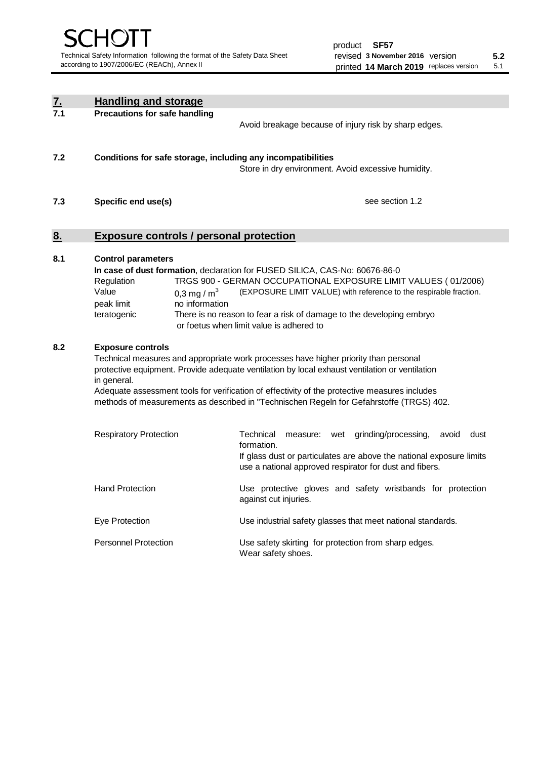## 7. Handling and storage

### 7.1 Precautions for safe handling

Avoid breakage because of injury risk by sharp edges.

### 7.2 Conditions for safe storage, including any incompatibilities

Store in dry environment. Avoid excessive humidity.

### 7.3 Specific end use(s)

see section 1.2

## 8. Exposure controls / personal protection

### 8.1 Control parameters

**In case of dust formation**, declaration for FUSED SILICA, CAS-No: 60676-86-0

| | | |
|---|---|---|
| Regulation | TRGS 900 - GERMAN OCCUPATIONAL EXPOSURE LIMIT VALUES ( 01/2006) | |
| Value | 0,3 mg / $m^3$ | (EXPOSURE LIMIT VALUE) with reference to the respirable fraction. |
| peak limit | no information | |
| teratogenic | There is no reason to fear a risk of damage to the developing embryo or foetus when limit value is adhered to | |

### 8.2 Exposure controls

Technical measures and appropriate work processes have higher priority than personal protective equipment. Provide adequate ventilation by local exhaust ventilation or ventilation in general.

Adequate assessment tools for verification of effectivity of the protective measures includes methods of measurements as described in "Technischen Regeln for Gefahrstoffe (TRGS) 402.

| | |
|---|---|
| Respiratory Protection | Technical measure: wet grinding/processing, avoid dust formation. If glass dust or particulates are above the national exposure limits use a national approved respirator for dust and fibers. |
| Hand Protection | Use protective gloves and safety wristbands for protection against cut injuries. |
| Eye Protection | Use industrial safety glasses that meet national standards. |
| Personnel Protection | Use safety skirting for protection from sharp edges. Wear safety shoes. |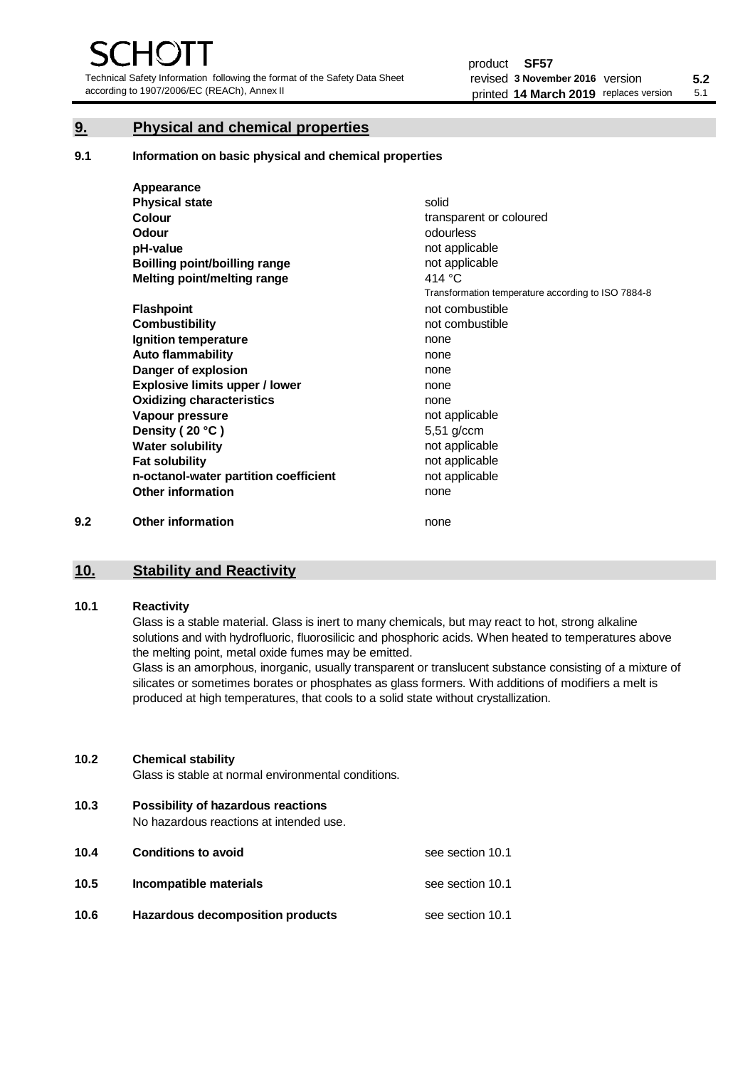## 9. Physical and chemical properties

### 9.1 Information on basic physical and chemical properties

| | |
|---|---|
| **Appearance** | |
| **Physical state** | solid |
| **Colour** | transparent or coloured |
| **Odour** | odourless |
| **pH-value** | not applicable |
| **Boilling point/boilling range** | not applicable |
| **Melting point/melting range** | 414 °C<br>Transformation temperature according to ISO 7884-8 |
| **Flashpoint** | not combustible |
| **Combustibility** | not combustible |
| **Ignition temperature** | none |
| **Auto flammability** | none |
| **Danger of explosion** | none |
| **Explosive limits upper / lower** | none |
| **Oxidizing characteristics** | none |
| **Vapour pressure** | not applicable |
| **Density ( 20 °C )** | 5,51 g/ccm |
| **Water solubility** | not applicable |
| **Fat solubility** | not applicable |
| **n-octanol-water partition coefficient** | not applicable |
| **Other information** | none |

### 9.2 Other information

none

## 10. Stability and Reactivity

### 10.1 Reactivity

Glass is a stable material. Glass is inert to many chemicals, but may react to hot, strong alkaline solutions and with hydrofluoric, fluorosilicic and phosphoric acids. When heated to temperatures above the melting point, metal oxide fumes may be emitted.

Glass is an amorphous, inorganic, usually transparent or translucent substance consisting of a mixture of silicates or sometimes borates or phosphates as glass formers. With additions of modifiers a melt is produced at high temperatures, that cools to a solid state without crystallization.

### 10.2 Chemical stability

Glass is stable at normal environmental conditions.

### 10.3 Possibility of hazardous reactions

No hazardous reactions at intended use.

### 10.4 Conditions to avoid

see section 10.1

### 10.5 Incompatible materials

see section 10.1

### 10.6 Hazardous decomposition products

see section 10.1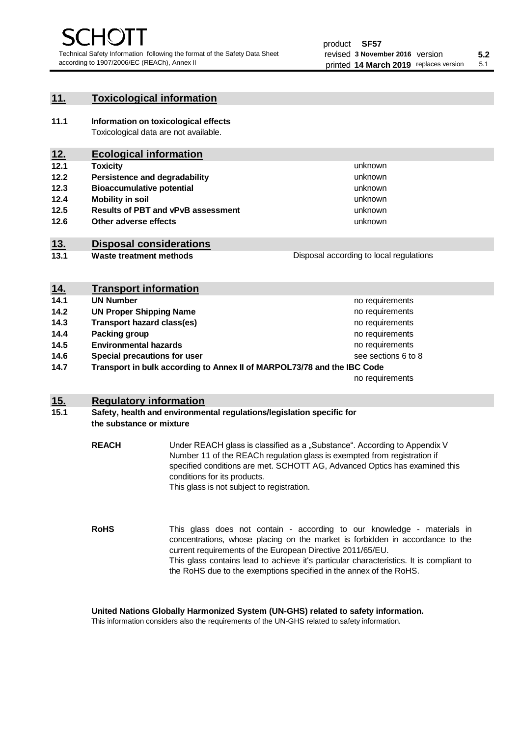## 11. Toxicological information

**11.1 Information on toxicological effects**
Toxicological data are not available.

## 12. Ecological information

| | | |
|---|---|---|
| **12.1** | **Toxicity** | unknown |
| **12.2** | **Persistence and degradability** | unknown |
| **12.3** | **Bioaccumulative potential** | unknown |
| **12.4** | **Mobility in soil** | unknown |
| **12.5** | **Results of PBT and vPvB assessment** | unknown |
| **12.6** | **Other adverse effects** | unknown |

## 13. Disposal considerations

| | | |
|---|---|---|
| **13.1** | **Waste treatment methods** | Disposal according to local regulations |

## 14. Transport information

| | | |
|---|---|---|
| **14.1** | **UN Number** | no requirements |
| **14.2** | **UN Proper Shipping Name** | no requirements |
| **14.3** | **Transport hazard class(es)** | no requirements |
| **14.4** | **Packing group** | no requirements |
| **14.5** | **Environmental hazards** | no requirements |
| **14.6** | **Special precautions for user** | see sections 6 to 8 |
| **14.7** | **Transport in bulk according to Annex II of MARPOL73/78 and the IBC Code** | no requirements |

## 15. Regulatory information

**15.1 Safety, health and environmental regulations/legislation specific for the substance or mixture**

**REACH**

Under REACH glass is classified as a „Substance". According to Appendix V Number 11 of the REACh regulation glass is exempted from registration if specified conditions are met. SCHOTT AG, Advanced Optics has examined this conditions for its products.
This glass is not subject to registration.

**RoHS**

This glass does not contain - according to our knowledge - materials in concentrations, whose placing on the market is forbidden in accordance to the current requirements of the European Directive 2011/65/EU.
This glass contains lead to achieve it's particular characteristics. It is compliant to the RoHS due to the exemptions specified in the annex of the RoHS.

**United Nations Globally Harmonized System (UN-GHS) related to safety information.**
This information considers also the requirements of the UN-GHS related to safety information.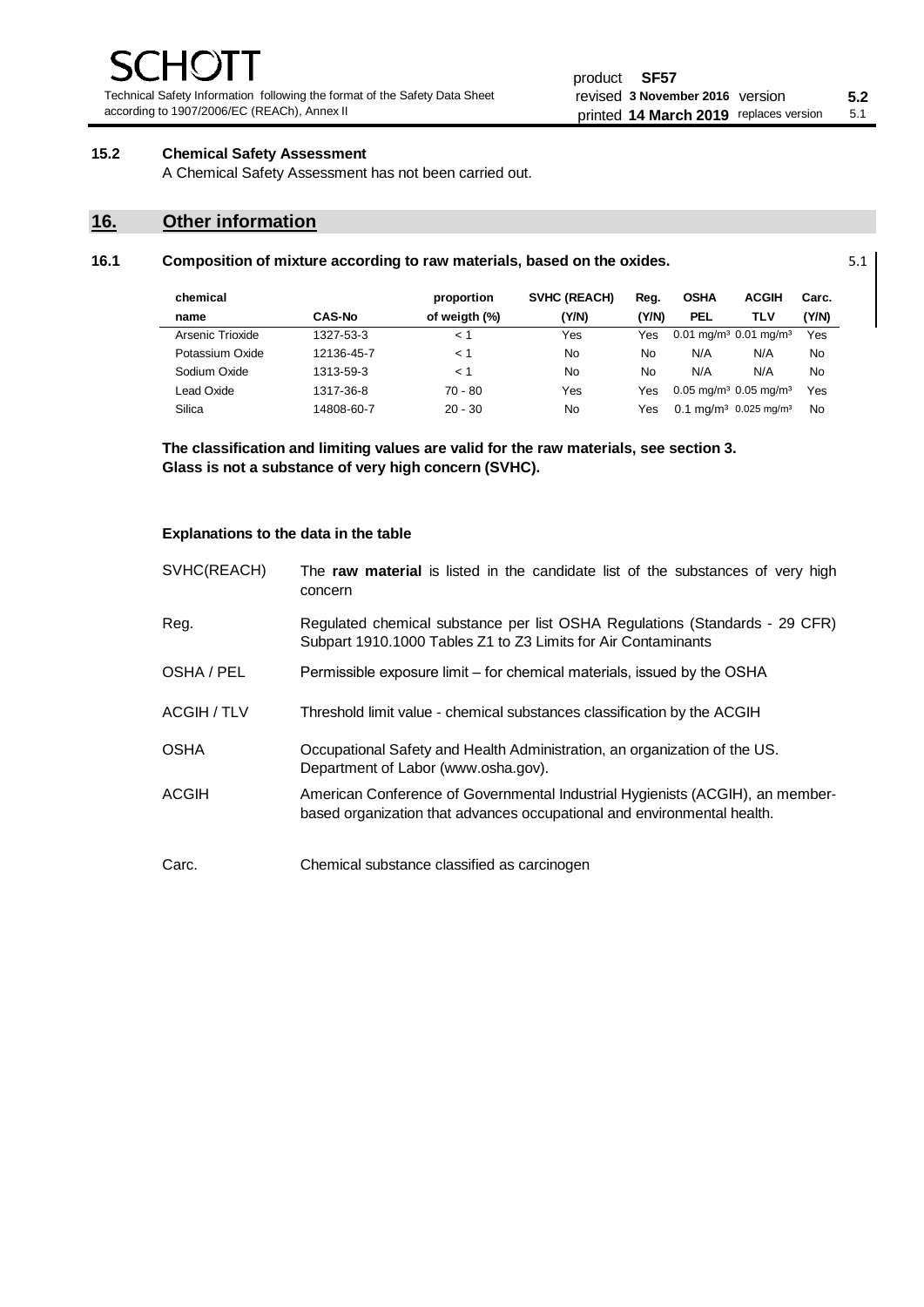### 15.2 Chemical Safety Assessment

A Chemical Safety Assessment has not been carried out.

## 16. Other information

### 16.1 Composition of mixture according to raw materials, based on the oxides.

5.1

| chemical name | CAS-No | proportion of weigth (%) | SVHC (REACH) (Y/N) | Reg. (Y/N) | OSHA PEL | ACGIH TLV | Carc. (Y/N) |
|---|---|---|---|---|---|---|---|
| Arsenic Trioxide | 1327-53-3 | < 1 | Yes | Yes | 0.01 mg/m³ | 0.01 mg/m³ | Yes |
| Potassium Oxide | 12136-45-7 | < 1 | No | No | N/A | N/A | No |
| Sodium Oxide | 1313-59-3 | < 1 | No | No | N/A | N/A | No |
| Lead Oxide | 1317-36-8 | 70 - 80 | Yes | Yes | 0.05 mg/m³ | 0.05 mg/m³ | Yes |
| Silica | 14808-60-7 | 20 - 30 | No | Yes | 0.1 mg/m³ | 0.025 mg/m³ | No |

**The classification and limiting values are valid for the raw materials, see section 3.**
**Glass is not a substance of very high concern (SVHC).**

**Explanations to the data in the table**

| | |
|---|---|
| SVHC(REACH) | The **raw material** is listed in the candidate list of the substances of very high concern |
| Reg. | Regulated chemical substance per list OSHA Regulations (Standards - 29 CFR) Subpart 1910.1000 Tables Z1 to Z3 Limits for Air Contaminants |
| OSHA / PEL | Permissible exposure limit – for chemical materials, issued by the OSHA |
| ACGIH / TLV | Threshold limit value - chemical substances classification by the ACGIH |
| OSHA | Occupational Safety and Health Administration, an organization of the US. Department of Labor (www.osha.gov). |
| ACGIH | American Conference of Governmental Industrial Hygienists (ACGIH), an member-based organization that advances occupational and environmental health. |
| Carc. | Chemical substance classified as carcinogen |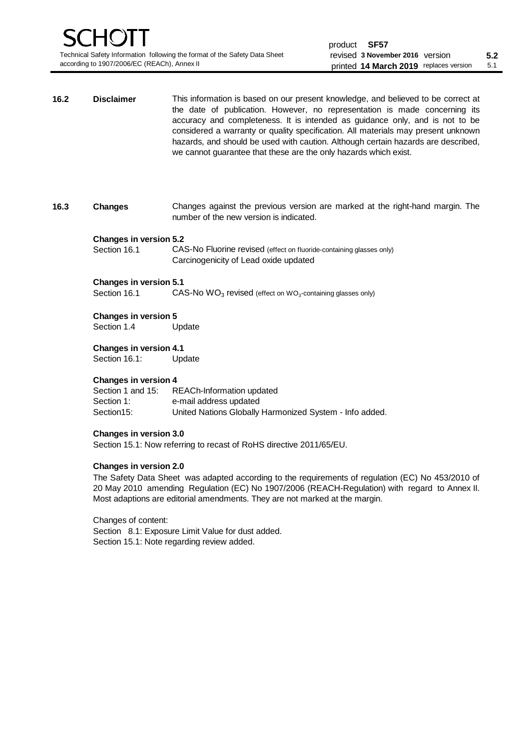**16.2 Disclaimer**

This information is based on our present knowledge, and believed to be correct at the date of publication. However, no representation is made concerning its accuracy and completeness. It is intended as guidance only, and is not to be considered a warranty or quality specification. All materials may present unknown hazards, and should be used with caution. Although certain hazards are described, we cannot guarantee that these are the only hazards which exist.

**16.3 Changes**

Changes against the previous version are marked at the right-hand margin. The number of the new version is indicated.

**Changes in version 5.2**

Section 16.1 CAS-No Fluorine revised (effect on fluoride-containing glasses only)
Carcinogenicity of Lead oxide updated

**Changes in version 5.1**

Section 16.1 CAS-No $WO_3$ revised (effect on $WO_3$-containing glasses only)

**Changes in version 5**

Section 1.4 Update

**Changes in version 4.1**

Section 16.1: Update

**Changes in version 4**

Section 1 and 15: REACh-Information updated
Section 1: e-mail address updated
Section15: United Nations Globally Harmonized System - Info added.

**Changes in version 3.0**

Section 15.1: Now referring to recast of RoHS directive 2011/65/EU.

**Changes in version 2.0**

The Safety Data Sheet was adapted according to the requirements of regulation (EC) No 453/2010 of 20 May 2010 amending Regulation (EC) No 1907/2006 (REACH-Regulation) with regard to Annex II. Most adaptions are editorial amendments. They are not marked at the margin.

Changes of content:
Section 8.1: Exposure Limit Value for dust added.
Section 15.1: Note regarding review added.